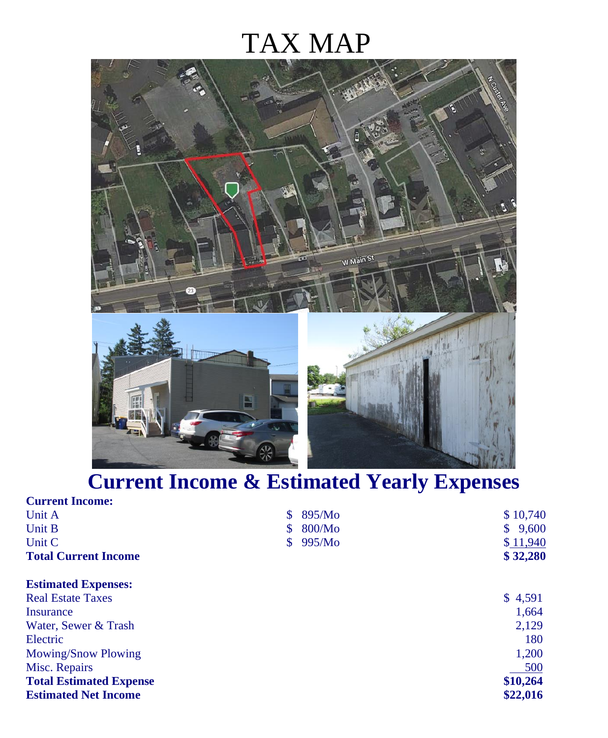# TAX MAP

## Current Income & Estimated Yearly Expenses

| | | |
|---|---|---|
| **Current Income:** | | |
| Unit A | $ 895/Mo | $ 10,740 |
| Unit B | $ 800/Mo | $ 9,600 |
| Unit C | $ 995/Mo | $ 11,940 |
| **Total Current Income** | | **$ 32,280** |
| | | |
| **Estimated Expenses:** | | |
| Real Estate Taxes | | $ 4,591 |
| Insurance | | 1,664 |
| Water, Sewer & Trash | | 2,129 |
| Electric | | 180 |
| Mowing/Snow Plowing | | 1,200 |
| Misc. Repairs | | 500 |
| **Total Estimated Expense** | | **$10,264** |
| **Estimated Net Income** | | **$22,016** |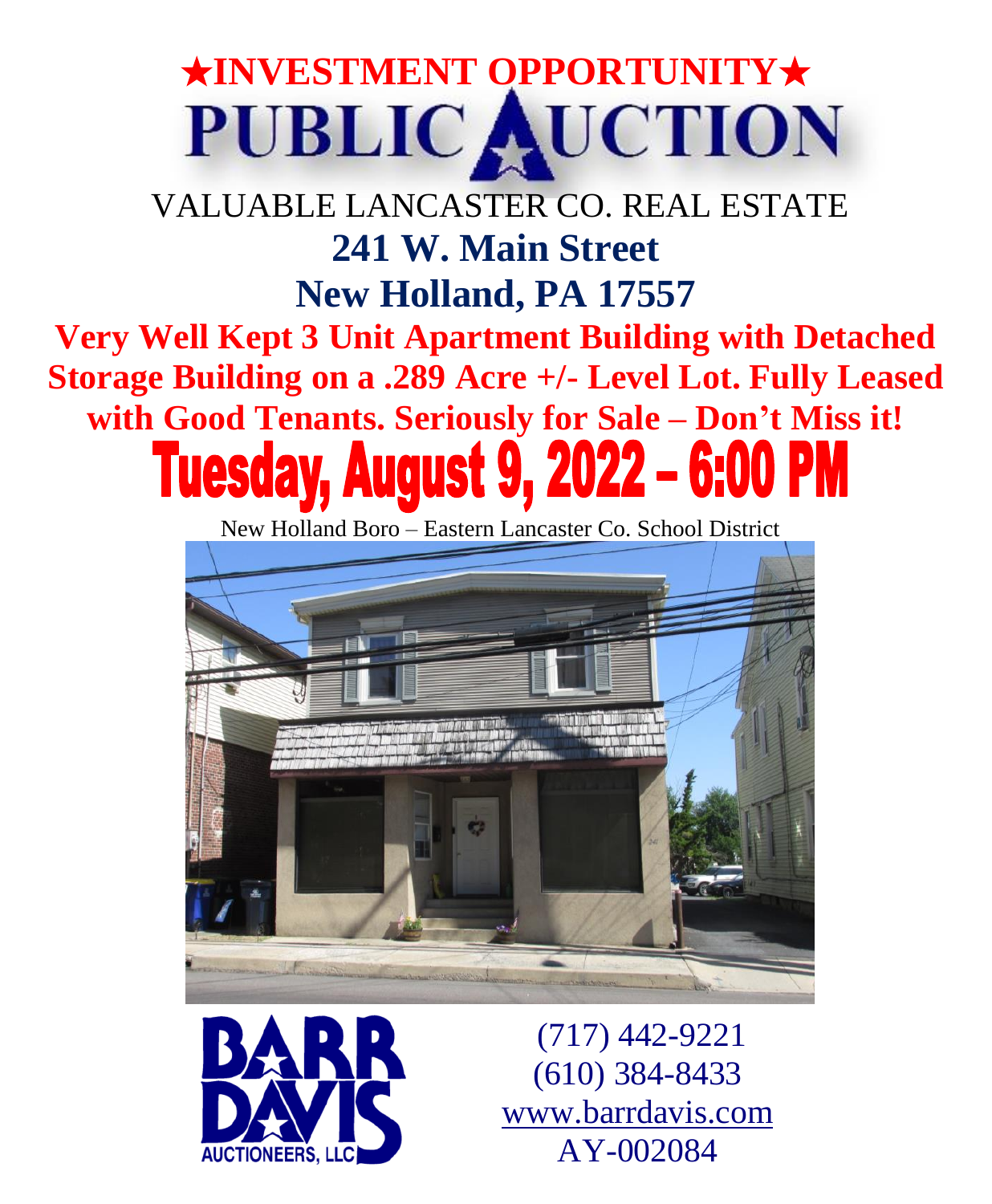# ★INVESTMENT OPPORTUNITY★

# PUBLIC AUCTION

VALUABLE LANCASTER CO. REAL ESTATE

## 241 W. Main Street

## New Holland, PA 17557

**Very Well Kept 3 Unit Apartment Building with Detached Storage Building on a .289 Acre +/- Level Lot. Fully Leased with Good Tenants. Seriously for Sale – Don't Miss it!**

# Tuesday, August 9, 2022 – 6:00 PM

New Holland Boro – Eastern Lancaster Co. School District

BARR DAVIS AUCTIONEERS, LLC

(717) 442-9221
(610) 384-8433
www.barrdavis.com
AY-002084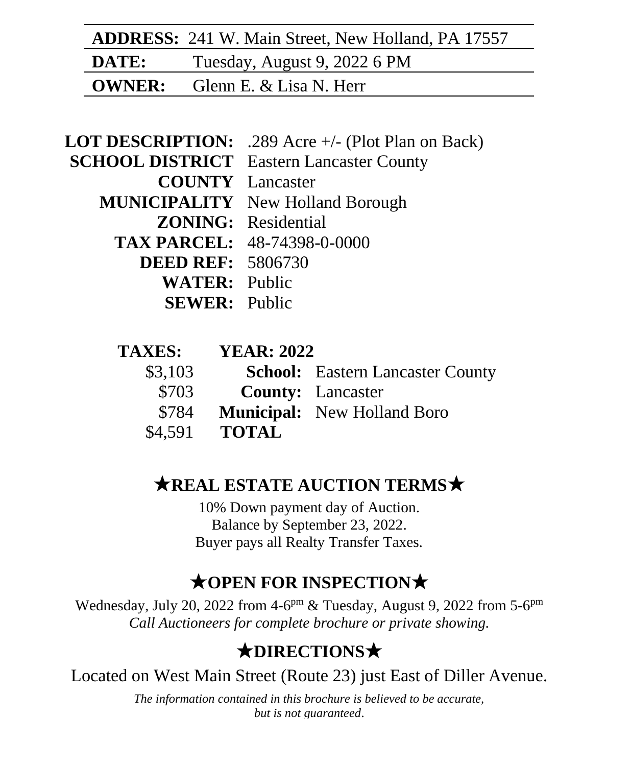| | |
|---|---|
| **ADDRESS:** | 241 W. Main Street, New Holland, PA 17557 |
| **DATE:** | Tuesday, August 9, 2022 6 PM |
| **OWNER:** | Glenn E. & Lisa N. Herr |

| | |
|---|---|
| **LOT DESCRIPTION:** | .289 Acre +/- (Plot Plan on Back) |
| **SCHOOL DISTRICT** | Eastern Lancaster County |
| **COUNTY** | Lancaster |
| **MUNICIPALITY** | New Holland Borough |
| **ZONING:** | Residential |
| **TAX PARCEL:** | 48-74398-0-0000 |
| **DEED REF:** | 5806730 |
| **WATER:** | Public |
| **SEWER:** | Public |

| **TAXES:** | **YEAR: 2022** | |
|---|---|---|
| $3,103 | **School:** | Eastern Lancaster County |
| $703 | **County:** | Lancaster |
| $784 | **Municipal:** | New Holland Boro |
| $4,591 | **TOTAL** | |

## ★REAL ESTATE AUCTION TERMS★

10% Down payment day of Auction.
Balance by September 23, 2022.
Buyer pays all Realty Transfer Taxes.

## ★OPEN FOR INSPECTION★

Wednesday, July 20, 2022 from 4-6pm & Tuesday, August 9, 2022 from 5-6pm
*Call Auctioneers for complete brochure or private showing.*

## ★DIRECTIONS★

Located on West Main Street (Route 23) just East of Diller Avenue.

*The information contained in this brochure is believed to be accurate, but is not guaranteed.*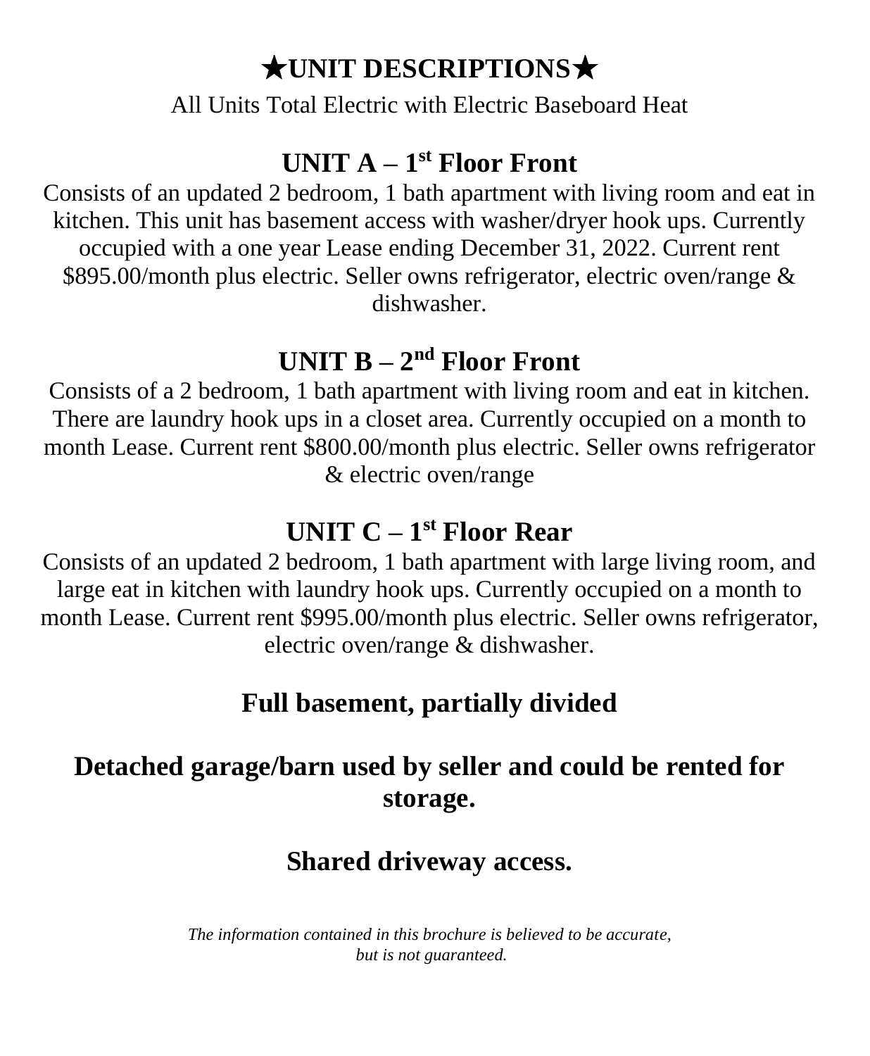# ★UNIT DESCRIPTIONS★

All Units Total Electric with Electric Baseboard Heat

## UNIT A – 1st Floor Front

Consists of an updated 2 bedroom, 1 bath apartment with living room and eat in kitchen. This unit has basement access with washer/dryer hook ups. Currently occupied with a one year Lease ending December 31, 2022. Current rent $895.00/month plus electric. Seller owns refrigerator, electric oven/range & dishwasher.

## UNIT B – 2nd Floor Front

Consists of a 2 bedroom, 1 bath apartment with living room and eat in kitchen. There are laundry hook ups in a closet area. Currently occupied on a month to month Lease. Current rent $800.00/month plus electric. Seller owns refrigerator & electric oven/range

## UNIT C – 1st Floor Rear

Consists of an updated 2 bedroom, 1 bath apartment with large living room, and large eat in kitchen with laundry hook ups. Currently occupied on a month to month Lease. Current rent $995.00/month plus electric. Seller owns refrigerator, electric oven/range & dishwasher.

**Full basement, partially divided**

**Detached garage/barn used by seller and could be rented for storage.**

**Shared driveway access.**

*The information contained in this brochure is believed to be accurate, but is not guaranteed.*